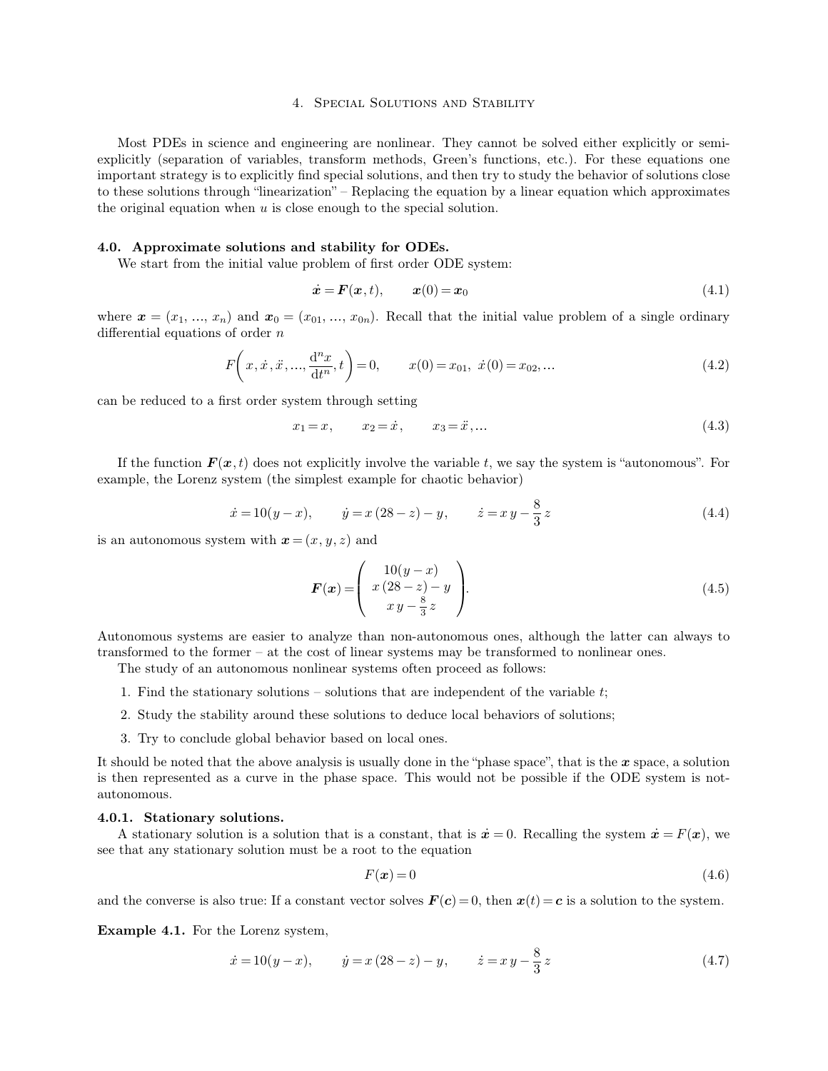# 4. Special Solutions and Stability

Most PDEs in science and engineering are nonlinear. They cannot be solved either explicitly or semi-explicitly (separation of variables, transform methods, Green's functions, etc.). For these equations one important strategy is to explicitly find special solutions, and then try to study the behavior of solutions close to these solutions through "linearization" – Replacing the equation by a linear equation which approximates the original equation when $u$ is close enough to the special solution.

## 4.0. Approximate solutions and stability for ODEs.

We start from the initial value problem of first order ODE system:

$$\dot{\boldsymbol{x}} = \boldsymbol{F}(\boldsymbol{x}, t), \qquad \boldsymbol{x}(0) = \boldsymbol{x}_0 \tag{4.1}$$

where $\boldsymbol{x} = (x_1, \ldots, x_n)$ and $\boldsymbol{x}_0 = (x_{01}, \ldots, x_{0n})$. Recall that the initial value problem of a single ordinary differential equations of order $n$

$$F\left(x, \dot{x}, \ddot{x}, \ldots, \frac{\mathrm{d}^n x}{\mathrm{d}t^n}, t\right) = 0, \qquad x(0) = x_{01},\ \dot{x}(0) = x_{02}, \ldots \tag{4.2}$$

can be reduced to a first order system through setting

$$x_1 = x, \qquad x_2 = \dot{x}, \qquad x_3 = \ddot{x}, \ldots \tag{4.3}$$

If the function $\boldsymbol{F}(\boldsymbol{x}, t)$ does not explicitly involve the variable $t$, we say the system is "autonomous". For example, the Lorenz system (the simplest example for chaotic behavior)

$$\dot{x} = 10(y - x), \qquad \dot{y} = x\,(28 - z) - y, \qquad \dot{z} = x\,y - \frac{8}{3}z \tag{4.4}$$

is an autonomous system with $\boldsymbol{x} = (x, y, z)$ and

$$\boldsymbol{F}(\boldsymbol{x}) = \begin{pmatrix} 10(y - x) \\ x\,(28 - z) - y \\ x\,y - \frac{8}{3}z \end{pmatrix}. \tag{4.5}$$

Autonomous systems are easier to analyze than non-autonomous ones, although the latter can always to transformed to the former – at the cost of linear systems may be transformed to nonlinear ones.

The study of an autonomous nonlinear systems often proceed as follows:

1. Find the stationary solutions – solutions that are independent of the variable $t$;
2. Study the stability around these solutions to deduce local behaviors of solutions;
3. Try to conclude global behavior based on local ones.

It should be noted that the above analysis is usually done in the "phase space", that is the $\boldsymbol{x}$ space, a solution is then represented as a curve in the phase space. This would not be possible if the ODE system is not-autonomous.

### 4.0.1. Stationary solutions.

A stationary solution is a solution that is a constant, that is $\dot{\boldsymbol{x}} = 0$. Recalling the system $\dot{\boldsymbol{x}} = F(\boldsymbol{x})$, we see that any stationary solution must be a root to the equation

$$F(\boldsymbol{x}) = 0 \tag{4.6}$$

and the converse is also true: If a constant vector solves $\boldsymbol{F}(\boldsymbol{c}) = 0$, then $\boldsymbol{x}(t) = \boldsymbol{c}$ is a solution to the system.

**Example 4.1.** For the Lorenz system,

$$\dot{x} = 10(y - x), \qquad \dot{y} = x\,(28 - z) - y, \qquad \dot{z} = x\,y - \frac{8}{3}z \tag{4.7}$$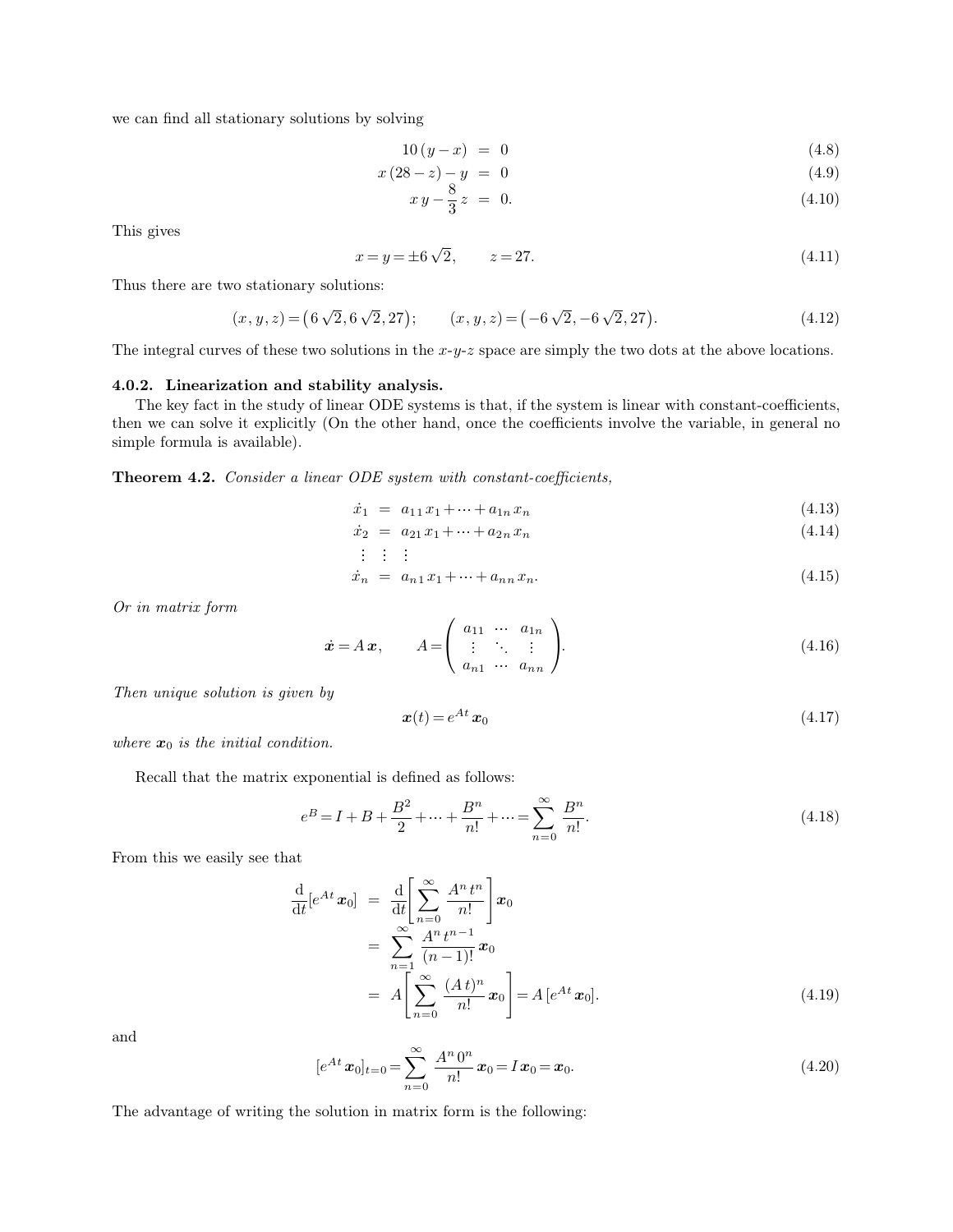we can find all stationary solutions by solving

$$10\,(y-x) = 0 \tag{4.8}$$

$$x\,(28-z)-y = 0 \tag{4.9}$$

$$x\,y-\frac{8}{3}z = 0. \tag{4.10}$$

This gives

$$x=y=\pm 6\sqrt{2}, \qquad z=27. \tag{4.11}$$

Thus there are two stationary solutions:

$$(x,y,z)=\left(6\sqrt{2},6\sqrt{2},27\right); \qquad (x,y,z)=\left(-6\sqrt{2},-6\sqrt{2},27\right). \tag{4.12}$$

The integral curves of these two solutions in the $x$-$y$-$z$ space are simply the two dots at the above locations.

### 4.0.2. Linearization and stability analysis.

The key fact in the study of linear ODE systems is that, if the system is linear with constant-coefficients, then we can solve it explicitly (On the other hand, once the coefficients involve the variable, in general no simple formula is available).

**Theorem 4.2.** *Consider a linear ODE system with constant-coefficients,*

$$\dot{x}_1 = a_{11}x_1+\cdots+a_{1n}x_n \tag{4.13}$$

$$\dot{x}_2 = a_{21}x_1+\cdots+a_{2n}x_n \tag{4.14}$$

$$\vdots \quad \vdots \quad \vdots$$

$$\dot{x}_n = a_{n1}x_1+\cdots+a_{nn}x_n. \tag{4.15}$$

*Or in matrix form*

$$\dot{\boldsymbol{x}}=A\,\boldsymbol{x}, \qquad A=\begin{pmatrix} a_{11} & \cdots & a_{1n} \\ \vdots & \ddots & \vdots \\ a_{n1} & \cdots & a_{nn} \end{pmatrix}. \tag{4.16}$$

*Then unique solution is given by*

$$\boldsymbol{x}(t)=e^{At}\boldsymbol{x}_0 \tag{4.17}$$

*where $\boldsymbol{x}_0$ is the initial condition.*

Recall that the matrix exponential is defined as follows:

$$e^B=I+B+\frac{B^2}{2}+\cdots+\frac{B^n}{n!}+\cdots=\sum_{n=0}^{\infty}\frac{B^n}{n!}. \tag{4.18}$$

From this we easily see that

$$\begin{aligned}\frac{\mathrm{d}}{\mathrm{d}t}[e^{At}\boldsymbol{x}_0] &= \frac{\mathrm{d}}{\mathrm{d}t}\left[\sum_{n=0}^{\infty}\frac{A^n t^n}{n!}\right]\boldsymbol{x}_0 \\ &= \sum_{n=1}^{\infty}\frac{A^n t^{n-1}}{(n-1)!}\boldsymbol{x}_0 \\ &= A\left[\sum_{n=0}^{\infty}\frac{(A\,t)^n}{n!}\boldsymbol{x}_0\right]=A\,[e^{At}\boldsymbol{x}_0].\end{aligned} \tag{4.19}$$

and

$$[e^{At}\boldsymbol{x}_0]_{t=0}=\sum_{n=0}^{\infty}\frac{A^n 0^n}{n!}\boldsymbol{x}_0=I\,\boldsymbol{x}_0=\boldsymbol{x}_0. \tag{4.20}$$

The advantage of writing the solution in matrix form is the following: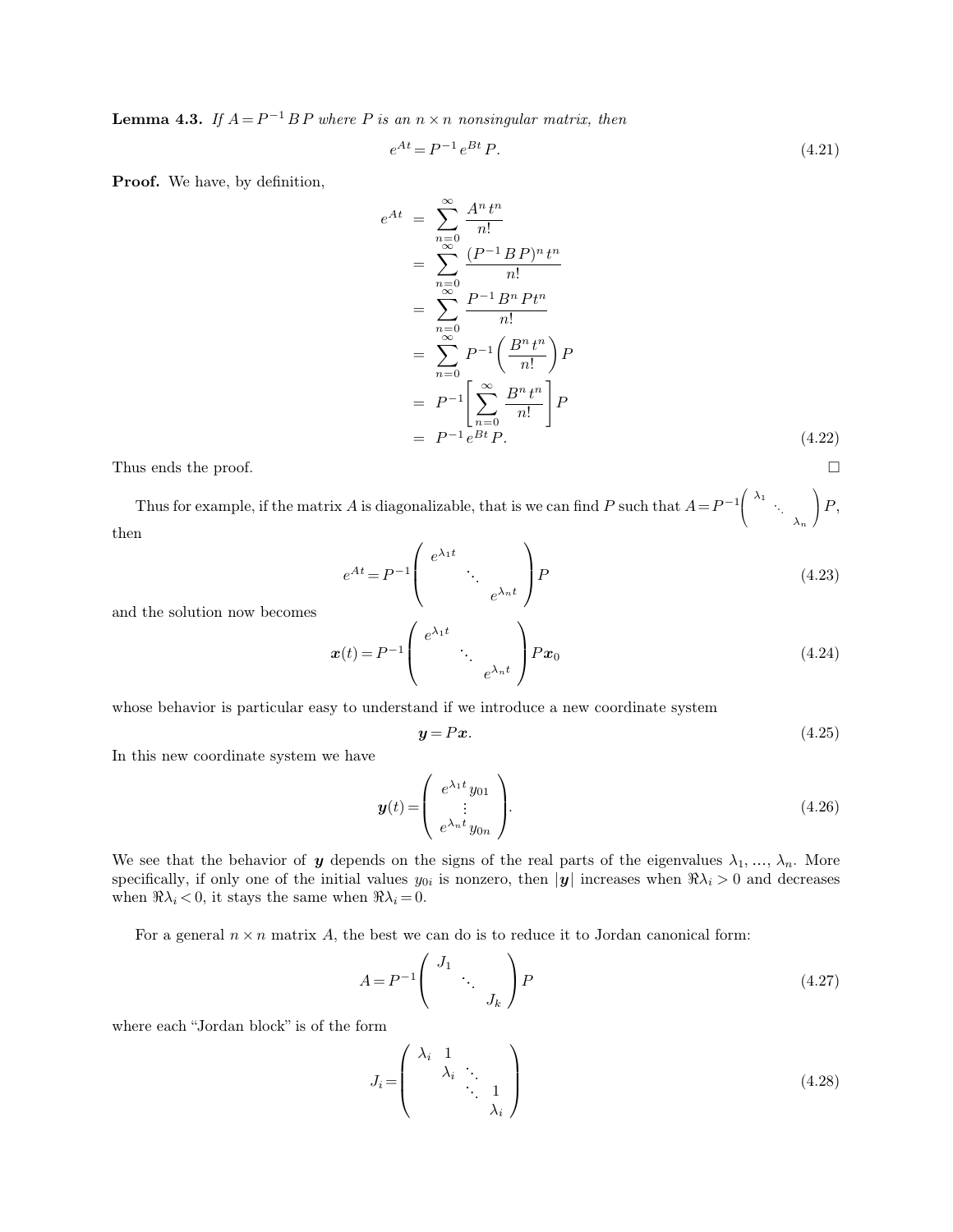**Lemma 4.3.** *If $A = P^{-1} B P$ where $P$ is an $n \times n$ nonsingular matrix, then*

$$e^{At} = P^{-1} e^{Bt} P. \tag{4.21}$$

**Proof.** We have, by definition,

$$\begin{aligned}
e^{At} &= \sum_{n=0}^{\infty} \frac{A^n t^n}{n!} \\
&= \sum_{n=0}^{\infty} \frac{(P^{-1} B P)^n t^n}{n!} \\
&= \sum_{n=0}^{\infty} \frac{P^{-1} B^n P t^n}{n!} \\
&= \sum_{n=0}^{\infty} P^{-1} \left( \frac{B^n t^n}{n!} \right) P \\
&= P^{-1} \left[ \sum_{n=0}^{\infty} \frac{B^n t^n}{n!} \right] P \\
&= P^{-1} e^{Bt} P.
\end{aligned} \tag{4.22}$$

Thus ends the proof. $\square$

Thus for example, if the matrix $A$ is diagonalizable, that is we can find $P$ such that $A = P^{-1} \begin{pmatrix} \lambda_1 & & \\ & \ddots & \\ & & \lambda_n \end{pmatrix} P$, then

$$e^{At} = P^{-1} \begin{pmatrix} e^{\lambda_1 t} & & \\ & \ddots & \\ & & e^{\lambda_n t} \end{pmatrix} P \tag{4.23}$$

and the solution now becomes

$$\boldsymbol{x}(t) = P^{-1} \begin{pmatrix} e^{\lambda_1 t} & & \\ & \ddots & \\ & & e^{\lambda_n t} \end{pmatrix} P \boldsymbol{x}_0 \tag{4.24}$$

whose behavior is particular easy to understand if we introduce a new coordinate system

$$\boldsymbol{y} = P \boldsymbol{x}. \tag{4.25}$$

In this new coordinate system we have

$$\boldsymbol{y}(t) = \begin{pmatrix} e^{\lambda_1 t} y_{01} \\ \vdots \\ e^{\lambda_n t} y_{0n} \end{pmatrix}. \tag{4.26}$$

We see that the behavior of $\boldsymbol{y}$ depends on the signs of the real parts of the eigenvalues $\lambda_1, \ldots, \lambda_n$. More specifically, if only one of the initial values $y_{0i}$ is nonzero, then $|\boldsymbol{y}|$ increases when $\Re \lambda_i > 0$ and decreases when $\Re \lambda_i < 0$, it stays the same when $\Re \lambda_i = 0$.

For a general $n \times n$ matrix $A$, the best we can do is to reduce it to Jordan canonical form:

$$A = P^{-1} \begin{pmatrix} J_1 & & \\ & \ddots & \\ & & J_k \end{pmatrix} P \tag{4.27}$$

where each "Jordan block" is of the form

$$J_i = \begin{pmatrix} \lambda_i & 1 & & \\ & \lambda_i & \ddots & \\ & & \ddots & 1 \\ & & & \lambda_i \end{pmatrix} \tag{4.28}$$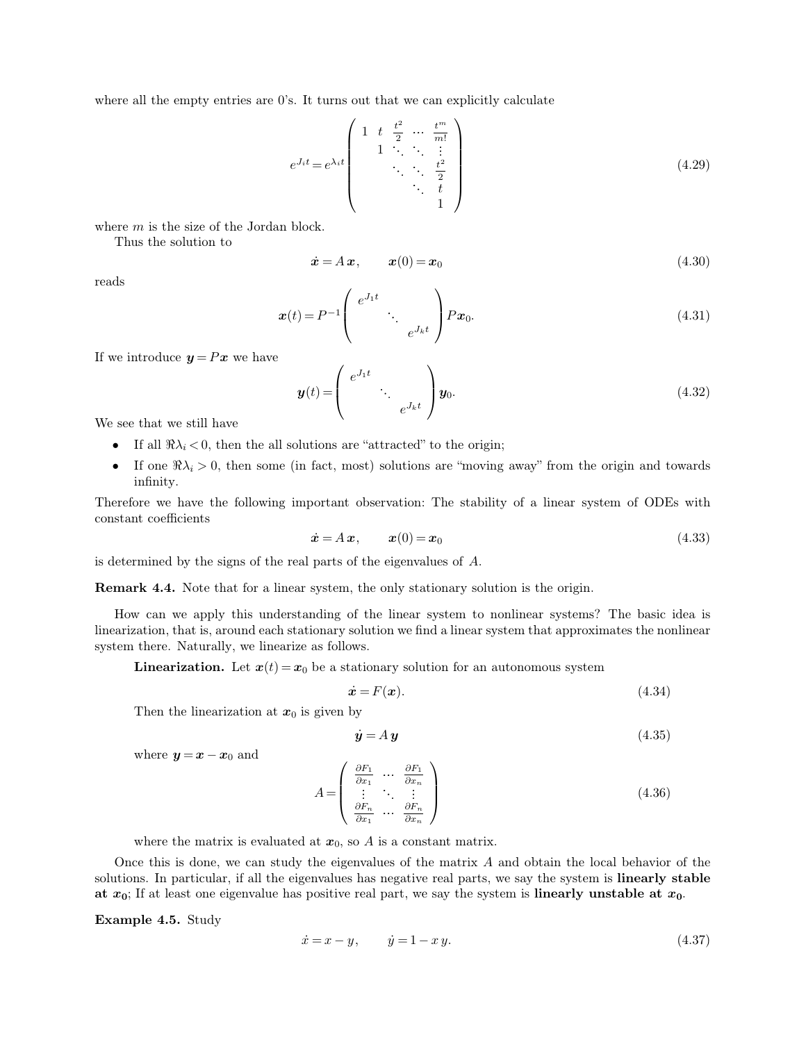where all the empty entries are 0's. It turns out that we can explicitly calculate

$$e^{J_i t} = e^{\lambda_i t} \begin{pmatrix} 1 & t & \frac{t^2}{2} & \cdots & \frac{t^m}{m!} \\ & 1 & \ddots & \ddots & \vdots \\ & & \ddots & \ddots & \frac{t^2}{2} \\ & & & \ddots & t \\ & & & & 1 \end{pmatrix} \tag{4.29}$$

where $m$ is the size of the Jordan block.

Thus the solution to

$$\dot{\boldsymbol{x}} = A\,\boldsymbol{x}, \qquad \boldsymbol{x}(0) = \boldsymbol{x}_0 \tag{4.30}$$

reads

$$\boldsymbol{x}(t) = P^{-1} \begin{pmatrix} e^{J_1 t} & & \\ & \ddots & \\ & & e^{J_k t} \end{pmatrix} P\boldsymbol{x}_0. \tag{4.31}$$

If we introduce $\boldsymbol{y} = P\boldsymbol{x}$ we have

$$\boldsymbol{y}(t) = \begin{pmatrix} e^{J_1 t} & & \\ & \ddots & \\ & & e^{J_k t} \end{pmatrix} \boldsymbol{y}_0. \tag{4.32}$$

We see that we still have

- If all $\Re\lambda_i < 0$, then the all solutions are "attracted" to the origin;
- If one $\Re\lambda_i > 0$, then some (in fact, most) solutions are "moving away" from the origin and towards infinity.

Therefore we have the following important observation: The stability of a linear system of ODEs with constant coefficients

$$\dot{\boldsymbol{x}} = A\,\boldsymbol{x}, \qquad \boldsymbol{x}(0) = \boldsymbol{x}_0 \tag{4.33}$$

is determined by the signs of the real parts of the eigenvalues of $A$.

**Remark 4.4.** Note that for a linear system, the only stationary solution is the origin.

How can we apply this understanding of the linear system to nonlinear systems? The basic idea is linearization, that is, around each stationary solution we find a linear system that approximates the nonlinear system there. Naturally, we linearize as follows.

**Linearization.** Let $\boldsymbol{x}(t) = \boldsymbol{x}_0$ be a stationary solution for an autonomous system

$$\dot{\boldsymbol{x}} = F(\boldsymbol{x}). \tag{4.34}$$

Then the linearization at $\boldsymbol{x}_0$ is given by

$$\dot{\boldsymbol{y}} = A\,\boldsymbol{y} \tag{4.35}$$

where $\boldsymbol{y} = \boldsymbol{x} - \boldsymbol{x}_0$ and

$$A = \begin{pmatrix} \frac{\partial F_1}{\partial x_1} & \cdots & \frac{\partial F_1}{\partial x_n} \\ \vdots & \ddots & \vdots \\ \frac{\partial F_n}{\partial x_1} & \cdots & \frac{\partial F_n}{\partial x_n} \end{pmatrix} \tag{4.36}$$

where the matrix is evaluated at $\boldsymbol{x}_0$, so $A$ is a constant matrix.

Once this is done, we can study the eigenvalues of the matrix $A$ and obtain the local behavior of the solutions. In particular, if all the eigenvalues has negative real parts, we say the system is **linearly stable at $\boldsymbol{x}_0$**; If at least one eigenvalue has positive real part, we say the system is **linearly unstable at $\boldsymbol{x}_0$**.

**Example 4.5.** Study

$$\dot{x} = x - y, \qquad \dot{y} = 1 - x\,y. \tag{4.37}$$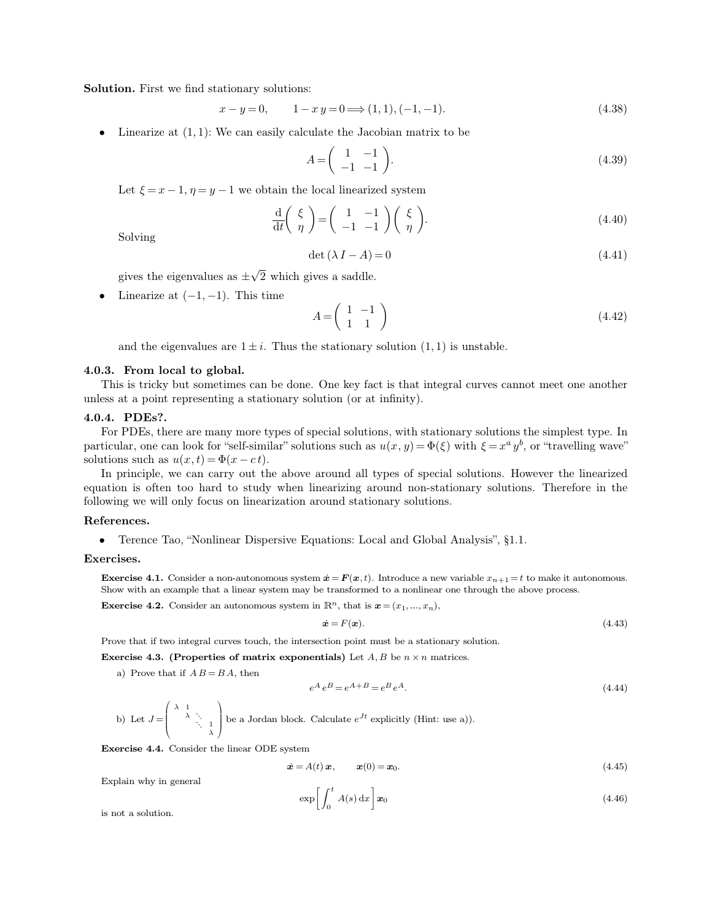**Solution.** First we find stationary solutions:

$$x - y = 0, \qquad 1 - x\,y = 0 \Longrightarrow (1,1), (-1,-1). \tag{4.38}$$

- Linearize at $(1,1)$: We can easily calculate the Jacobian matrix to be

$$A = \begin{pmatrix} 1 & -1 \\ -1 & -1 \end{pmatrix}. \tag{4.39}$$

  Let $\xi = x - 1, \eta = y - 1$ we obtain the local linearized system

$$\frac{\mathrm{d}}{\mathrm{d}t}\begin{pmatrix} \xi \\ \eta \end{pmatrix} = \begin{pmatrix} 1 & -1 \\ -1 & -1 \end{pmatrix}\begin{pmatrix} \xi \\ \eta \end{pmatrix}. \tag{4.40}$$

  Solving

$$\det(\lambda I - A) = 0 \tag{4.41}$$

  gives the eigenvalues as $\pm\sqrt{2}$ which gives a saddle.

- Linearize at $(-1,-1)$. This time

$$A = \begin{pmatrix} 1 & -1 \\ 1 & 1 \end{pmatrix} \tag{4.42}$$

  and the eigenvalues are $1 \pm i$. Thus the stationary solution $(1,1)$ is unstable.

### 4.0.3. From local to global.

This is tricky but sometimes can be done. One key fact is that integral curves cannot meet one another unless at a point representing a stationary solution (or at infinity).

### 4.0.4. PDEs?.

For PDEs, there are many more types of special solutions, with stationary solutions the simplest type. In particular, one can look for "self-similar" solutions such as $u(x,y) = \Phi(\xi)$ with $\xi = x^a\,y^b$, or "travelling wave" solutions such as $u(x,t) = \Phi(x - c\,t)$.

In principle, we can carry out the above around all types of special solutions. However the linearized equation is often too hard to study when linearizing around non-stationary solutions. Therefore in the following we will only focus on linearization around stationary solutions.

### References.

- Terence Tao, "Nonlinear Dispersive Equations: Local and Global Analysis", §1.1.

### Exercises.

**Exercise 4.1.** Consider a non-autonomous system $\dot{\boldsymbol{x}} = \boldsymbol{F}(\boldsymbol{x}, t)$. Introduce a new variable $x_{n+1} = t$ to make it autonomous. Show with an example that a linear system may be transformed to a nonlinear one through the above process.

**Exercise 4.2.** Consider an autonomous system in $\mathbb{R}^n$, that is $\boldsymbol{x} = (x_1, \ldots, x_n)$,

$$\dot{\boldsymbol{x}} = F(\boldsymbol{x}). \tag{4.43}$$

Prove that if two integral curves touch, the intersection point must be a stationary solution.

**Exercise 4.3. (Properties of matrix exponentials)** Let $A, B$ be $n \times n$ matrices.

a) Prove that if $A\,B = B\,A$, then

$$e^A\,e^B = e^{A+B} = e^B\,e^A. \tag{4.44}$$

b) Let $J = \begin{pmatrix} \lambda & 1 & & \\ & \lambda & \ddots & \\ & & \ddots & 1 \\ & & & \lambda \end{pmatrix}$ be a Jordan block. Calculate $e^{Jt}$ explicitly (Hint: use a)).

**Exercise 4.4.** Consider the linear ODE system

$$\dot{\boldsymbol{x}} = A(t)\,\boldsymbol{x}, \qquad \boldsymbol{x}(0) = \boldsymbol{x}_0. \tag{4.45}$$

Explain why in general

$$\exp\left[\int_0^t A(s)\,\mathrm{d}x\right]\boldsymbol{x}_0 \tag{4.46}$$

is not a solution.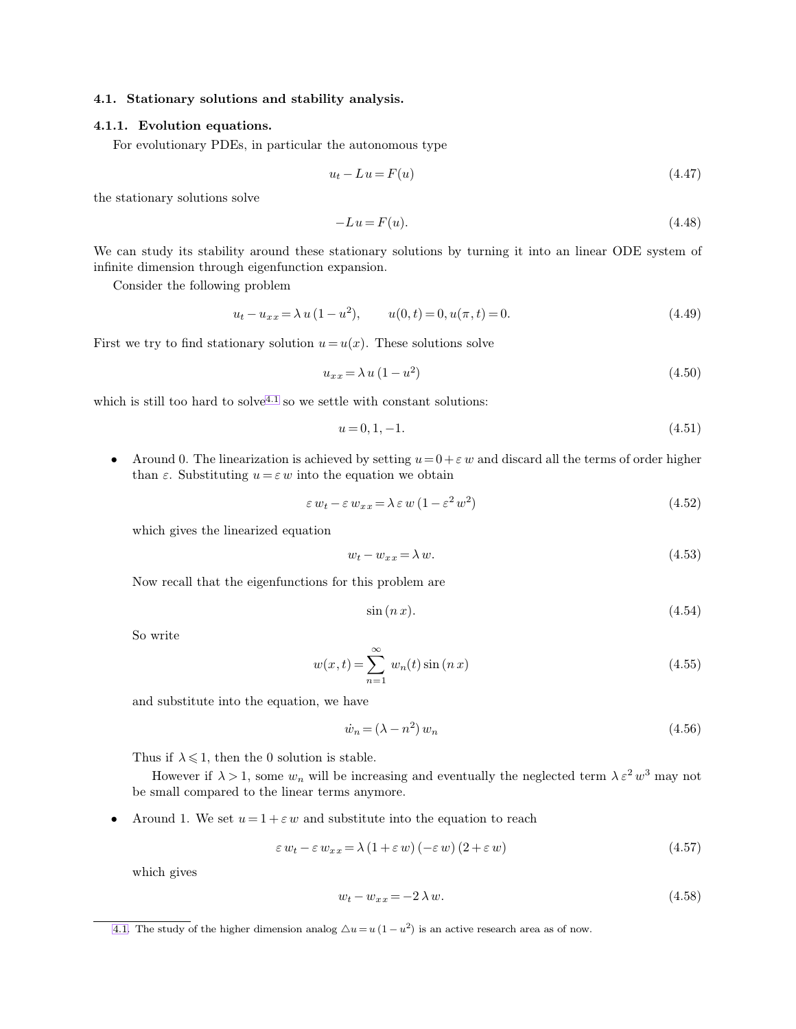### 4.1. Stationary solutions and stability analysis.

#### 4.1.1. Evolution equations.

For evolutionary PDEs, in particular the autonomous type

$$u_t - L\,u = F(u) \tag{4.47}$$

the stationary solutions solve

$$-L\,u = F(u). \tag{4.48}$$

We can study its stability around these stationary solutions by turning it into an linear ODE system of infinite dimension through eigenfunction expansion.

Consider the following problem

$$u_t - u_{xx} = \lambda\,u\,(1-u^2), \qquad u(0,t)=0, u(\pi,t)=0. \tag{4.49}$$

First we try to find stationary solution $u=u(x)$. These solutions solve

$$u_{xx} = \lambda\,u\,(1-u^2) \tag{4.50}$$

which is still too hard to solve[4.1] so we settle with constant solutions:

$$u = 0, 1, -1. \tag{4.51}$$

- Around 0. The linearization is achieved by setting $u=0+\varepsilon\,w$ and discard all the terms of order higher than $\varepsilon$. Substituting $u=\varepsilon\,w$ into the equation we obtain

  $$\varepsilon\,w_t - \varepsilon\,w_{xx} = \lambda\,\varepsilon\,w\,(1-\varepsilon^2\,w^2) \tag{4.52}$$

  which gives the linearized equation

  $$w_t - w_{xx} = \lambda\,w. \tag{4.53}$$

  Now recall that the eigenfunctions for this problem are

  $$\sin(n\,x). \tag{4.54}$$

  So write

  $$w(x,t) = \sum_{n=1}^{\infty} w_n(t)\sin(n\,x) \tag{4.55}$$

  and substitute into the equation, we have

  $$\dot{w}_n = (\lambda - n^2)\,w_n \tag{4.56}$$

  Thus if $\lambda \leqslant 1$, then the 0 solution is stable.

  However if $\lambda > 1$, some $w_n$ will be increasing and eventually the neglected term $\lambda\,\varepsilon^2\,w^3$ may not be small compared to the linear terms anymore.

- Around 1. We set $u=1+\varepsilon\,w$ and substitute into the equation to reach

  $$\varepsilon\,w_t - \varepsilon\,w_{xx} = \lambda\,(1+\varepsilon\,w)\,(-\varepsilon\,w)\,(2+\varepsilon\,w) \tag{4.57}$$

  which gives

  $$w_t - w_{xx} = -2\,\lambda\,w. \tag{4.58}$$

[4.1] The study of the higher dimension analog $\triangle u = u\,(1-u^2)$ is an active research area as of now.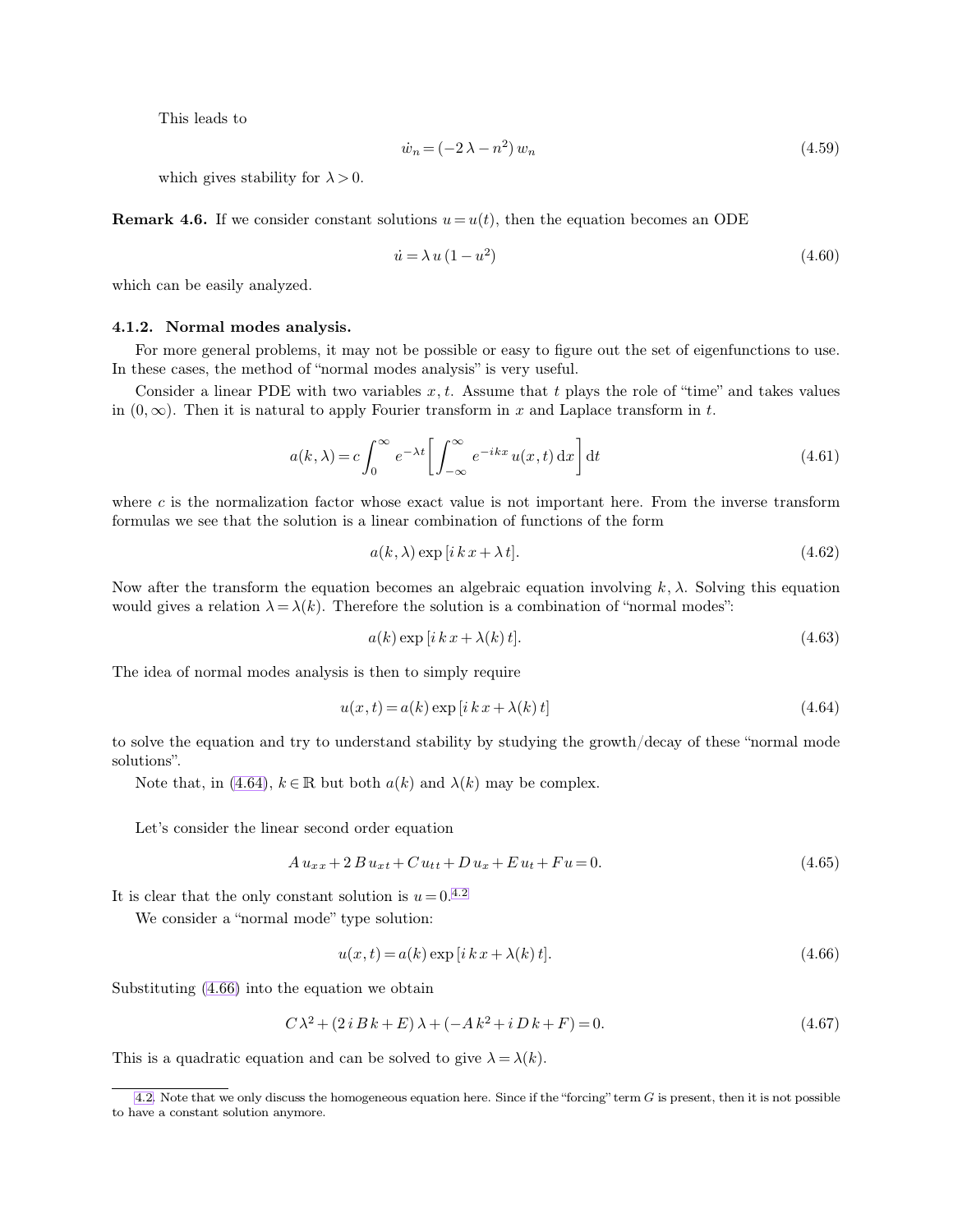This leads to

$$\dot{w}_n = (-2\,\lambda - n^2)\,w_n \tag{4.59}$$

which gives stability for $\lambda > 0$.

**Remark 4.6.** If we consider constant solutions $u = u(t)$, then the equation becomes an ODE

$$\dot{u} = \lambda\,u\,(1 - u^2) \tag{4.60}$$

which can be easily analyzed.

### 4.1.2. Normal modes analysis.

For more general problems, it may not be possible or easy to figure out the set of eigenfunctions to use. In these cases, the method of "normal modes analysis" is very useful.

Consider a linear PDE with two variables $x, t$. Assume that $t$ plays the role of "time" and takes values in $(0, \infty)$. Then it is natural to apply Fourier transform in $x$ and Laplace transform in $t$.

$$a(k, \lambda) = c \int_0^\infty e^{-\lambda t} \left[ \int_{-\infty}^\infty e^{-i k x}\,u(x, t)\,\mathrm{d}x \right] \mathrm{d}t \tag{4.61}$$

where $c$ is the normalization factor whose exact value is not important here. From the inverse transform formulas we see that the solution is a linear combination of functions of the form

$$a(k, \lambda) \exp\left[i\,k\,x + \lambda\,t\right]. \tag{4.62}$$

Now after the transform the equation becomes an algebraic equation involving $k, \lambda$. Solving this equation would gives a relation $\lambda = \lambda(k)$. Therefore the solution is a combination of "normal modes":

$$a(k) \exp\left[i\,k\,x + \lambda(k)\,t\right]. \tag{4.63}$$

The idea of normal modes analysis is then to simply require

$$u(x, t) = a(k) \exp\left[i\,k\,x + \lambda(k)\,t\right] \tag{4.64}$$

to solve the equation and try to understand stability by studying the growth/decay of these "normal mode solutions".

Note that, in (4.64), $k \in \mathbb{R}$ but both $a(k)$ and $\lambda(k)$ may be complex.

Let's consider the linear second order equation

$$A\,u_{xx} + 2\,B\,u_{xt} + C\,u_{tt} + D\,u_x + E\,u_t + F u = 0. \tag{4.65}$$

It is clear that the only constant solution is $u = 0$.[4.2]

We consider a "normal mode" type solution:

$$u(x, t) = a(k) \exp\left[i\,k\,x + \lambda(k)\,t\right]. \tag{4.66}$$

Substituting (4.66) into the equation we obtain

$$C\,\lambda^2 + (2\,i\,B\,k + E)\,\lambda + (-A\,k^2 + i\,D\,k + F) = 0. \tag{4.67}$$

This is a quadratic equation and can be solved to give $\lambda = \lambda(k)$.

---

[4.2]. Note that we only discuss the homogeneous equation here. Since if the "forcing" term $G$ is present, then it is not possible to have a constant solution anymore.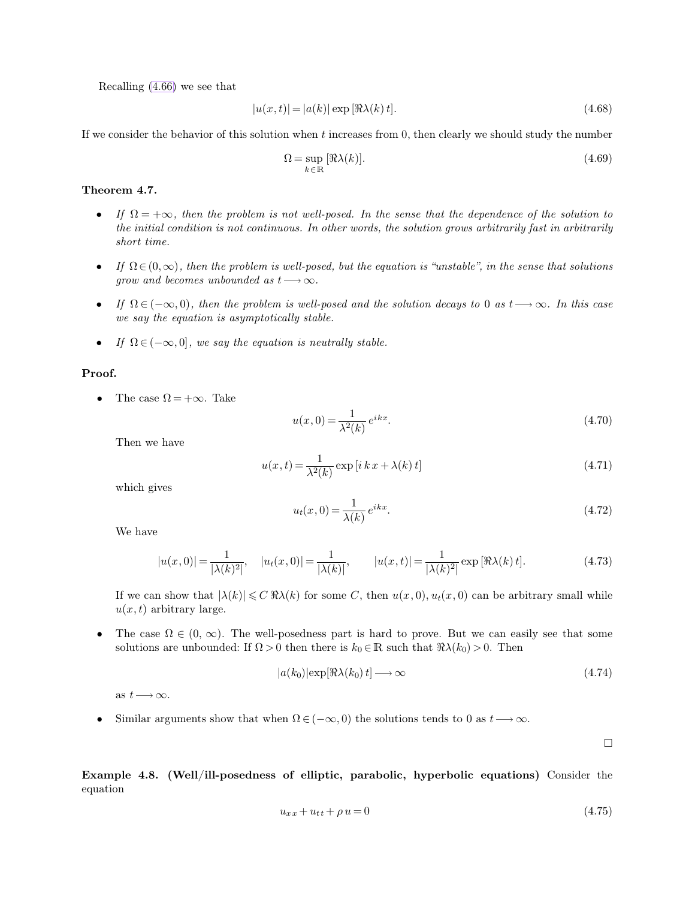Recalling (4.66) we see that

$$|u(x,t)| = |a(k)| \exp\left[\Re\lambda(k)\, t\right]. \tag{4.68}$$

If we consider the behavior of this solution when $t$ increases from 0, then clearly we should study the number

$$\Omega = \sup_{k \in \mathbb{R}} \left[\Re\lambda(k)\right]. \tag{4.69}$$

**Theorem 4.7.**

- *If $\Omega = +\infty$, then the problem is not well-posed. In the sense that the dependence of the solution to the initial condition is not continuous. In other words, the solution grows arbitrarily fast in arbitrarily short time.*
- *If $\Omega \in (0, \infty)$, then the problem is well-posed, but the equation is "unstable", in the sense that solutions grow and becomes unbounded as $t \longrightarrow \infty$.*
- *If $\Omega \in (-\infty, 0)$, then the problem is well-posed and the solution decays to 0 as $t \longrightarrow \infty$. In this case we say the equation is asymptotically stable.*
- *If $\Omega \in (-\infty, 0]$, we say the equation is neutrally stable.*

**Proof.**

- The case $\Omega = +\infty$. Take

$$u(x,0) = \frac{1}{\lambda^2(k)}\, e^{ikx}. \tag{4.70}$$

Then we have

$$u(x,t) = \frac{1}{\lambda^2(k)} \exp\left[i\, k\, x + \lambda(k)\, t\right] \tag{4.71}$$

which gives

$$u_t(x,0) = \frac{1}{\lambda(k)}\, e^{ikx}. \tag{4.72}$$

We have

$$|u(x,0)| = \frac{1}{|\lambda(k)^2|}, \quad |u_t(x,0)| = \frac{1}{|\lambda(k)|}, \qquad |u(x,t)| = \frac{1}{|\lambda(k)^2|} \exp\left[\Re\lambda(k)\, t\right]. \tag{4.73}$$

If we can show that $|\lambda(k)| \leqslant C\, \Re\lambda(k)$ for some $C$, then $u(x,0), u_t(x,0)$ can be arbitrary small while $u(x,t)$ arbitrary large.

- The case $\Omega \in (0, \infty)$. The well-posedness part is hard to prove. But we can easily see that some solutions are unbounded: If $\Omega > 0$ then there is $k_0 \in \mathbb{R}$ such that $\Re\lambda(k_0) > 0$. Then

$$|a(k_0)| \exp\left[\Re\lambda(k_0)\, t\right] \longrightarrow \infty \tag{4.74}$$

as $t \longrightarrow \infty$.

- Similar arguments show that when $\Omega \in (-\infty, 0)$ the solutions tends to 0 as $t \longrightarrow \infty$.

$\square$

**Example 4.8. (Well/ill-posedness of elliptic, parabolic, hyperbolic equations)** Consider the equation

$$u_{xx} + u_{tt} + \rho\, u = 0 \tag{4.75}$$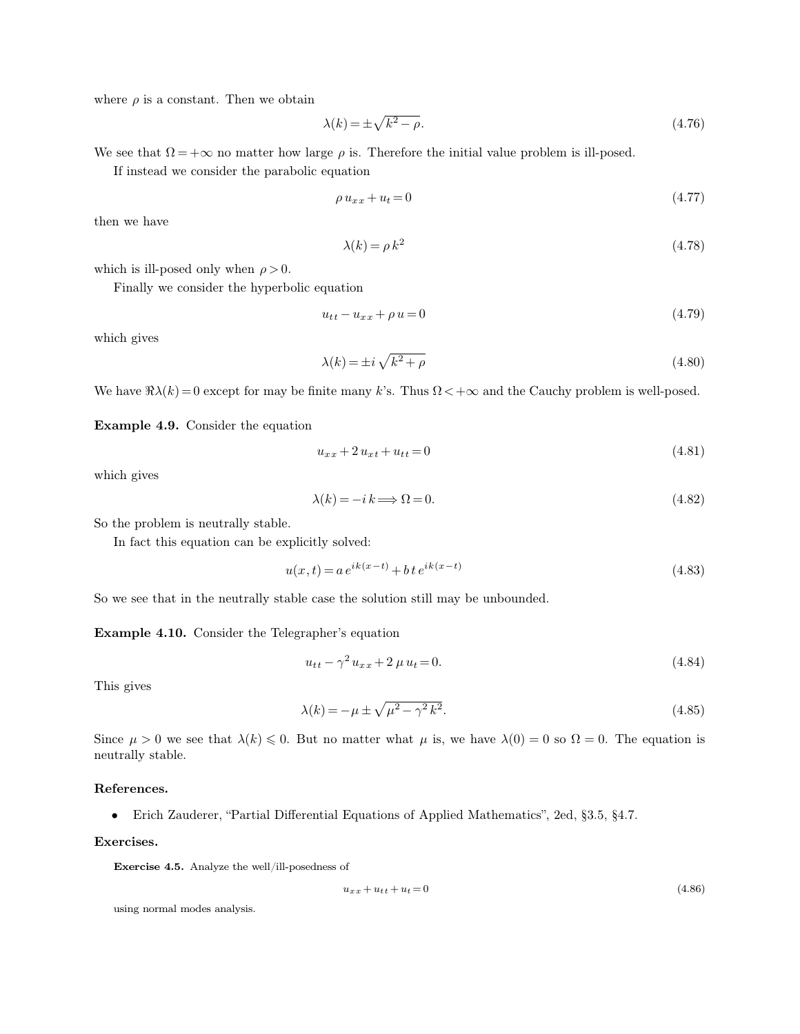where $\rho$ is a constant. Then we obtain

$$\lambda(k) = \pm\sqrt{k^2 - \rho}. \tag{4.76}$$

We see that $\Omega = +\infty$ no matter how large $\rho$ is. Therefore the initial value problem is ill-posed.

If instead we consider the parabolic equation

$$\rho\, u_{xx} + u_t = 0 \tag{4.77}$$

then we have

$$\lambda(k) = \rho\, k^2 \tag{4.78}$$

which is ill-posed only when $\rho > 0$.

Finally we consider the hyperbolic equation

$$u_{tt} - u_{xx} + \rho\, u = 0 \tag{4.79}$$

which gives

$$\lambda(k) = \pm i\, \sqrt{k^2 + \rho} \tag{4.80}$$

We have $\Re\lambda(k) = 0$ except for may be finite many $k$'s. Thus $\Omega < +\infty$ and the Cauchy problem is well-posed.

**Example 4.9.** Consider the equation

$$u_{xx} + 2\, u_{xt} + u_{tt} = 0 \tag{4.81}$$

which gives

$$\lambda(k) = -i\, k \Longrightarrow \Omega = 0. \tag{4.82}$$

So the problem is neutrally stable.

In fact this equation can be explicitly solved:

$$u(x,t) = a\, e^{ik(x-t)} + b\, t\, e^{ik(x-t)} \tag{4.83}$$

So we see that in the neutrally stable case the solution still may be unbounded.

**Example 4.10.** Consider the Telegrapher's equation

$$u_{tt} - \gamma^2\, u_{xx} + 2\, \mu\, u_t = 0. \tag{4.84}$$

This gives

$$\lambda(k) = -\mu \pm \sqrt{\mu^2 - \gamma^2\, k^2}. \tag{4.85}$$

Since $\mu > 0$ we see that $\lambda(k) \leqslant 0$. But no matter what $\mu$ is, we have $\lambda(0) = 0$ so $\Omega = 0$. The equation is neutrally stable.

**References.**

- Erich Zauderer, "Partial Differential Equations of Applied Mathematics", 2ed, §3.5, §4.7.

**Exercises.**

**Exercise 4.5.** Analyze the well/ill-posedness of

$$u_{xx} + u_{tt} + u_t = 0 \tag{4.86}$$

using normal modes analysis.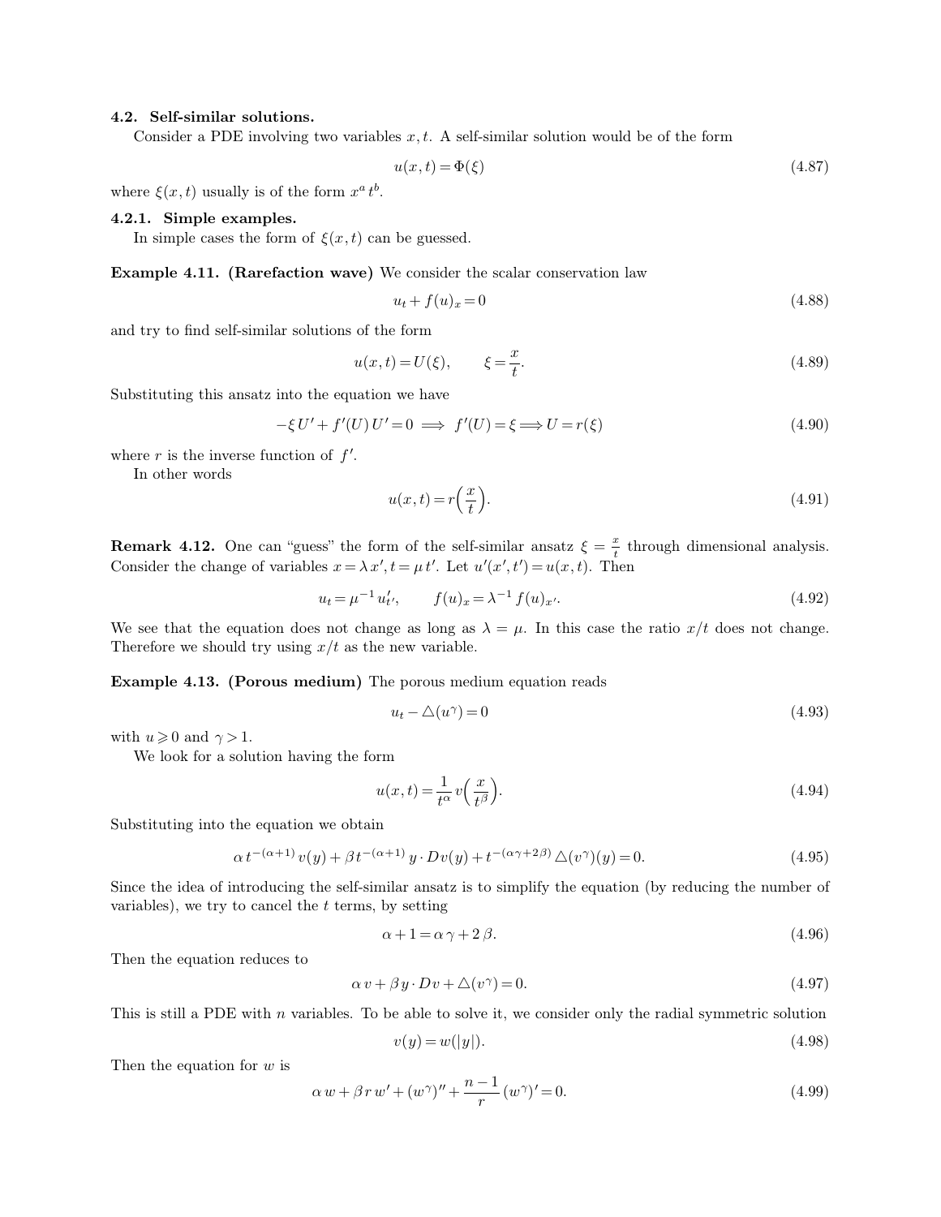### 4.2. Self-similar solutions.

Consider a PDE involving two variables $x, t$. A self-similar solution would be of the form

$$u(x,t) = \Phi(\xi) \tag{4.87}$$

where $\xi(x,t)$ usually is of the form $x^a t^b$.

#### 4.2.1. Simple examples.

In simple cases the form of $\xi(x,t)$ can be guessed.

**Example 4.11. (Rarefaction wave)** We consider the scalar conservation law

$$u_t + f(u)_x = 0 \tag{4.88}$$

and try to find self-similar solutions of the form

$$u(x,t) = U(\xi), \qquad \xi = \frac{x}{t}. \tag{4.89}$$

Substituting this ansatz into the equation we have

$$-\xi\, U' + f'(U)\, U' = 0 \implies f'(U) = \xi \Longrightarrow U = r(\xi) \tag{4.90}$$

where $r$ is the inverse function of $f'$.

In other words

$$u(x,t) = r\left(\frac{x}{t}\right). \tag{4.91}$$

**Remark 4.12.** One can "guess" the form of the self-similar ansatz $\xi = \frac{x}{t}$ through dimensional analysis. Consider the change of variables $x = \lambda\, x', t = \mu\, t'$. Let $u'(x', t') = u(x, t)$. Then

$$u_t = \mu^{-1} u'_{t'}, \qquad f(u)_x = \lambda^{-1} f(u)_{x'}. \tag{4.92}$$

We see that the equation does not change as long as $\lambda = \mu$. In this case the ratio $x/t$ does not change. Therefore we should try using $x/t$ as the new variable.

**Example 4.13. (Porous medium)** The porous medium equation reads

$$u_t - \triangle(u^\gamma) = 0 \tag{4.93}$$

with $u \geqslant 0$ and $\gamma > 1$.

We look for a solution having the form

$$u(x,t) = \frac{1}{t^\alpha} v\left(\frac{x}{t^\beta}\right). \tag{4.94}$$

Substituting into the equation we obtain

$$\alpha\, t^{-(\alpha+1)} v(y) + \beta\, t^{-(\alpha+1)}\, y \cdot D v(y) + t^{-(\alpha\gamma + 2\beta)} \triangle(v^\gamma)(y) = 0. \tag{4.95}$$

Since the idea of introducing the self-similar ansatz is to simplify the equation (by reducing the number of variables), we try to cancel the $t$ terms, by setting

$$\alpha + 1 = \alpha\, \gamma + 2\, \beta. \tag{4.96}$$

Then the equation reduces to

$$\alpha\, v + \beta\, y \cdot D v + \triangle(v^\gamma) = 0. \tag{4.97}$$

This is still a PDE with $n$ variables. To be able to solve it, we consider only the radial symmetric solution

$$v(y) = w(|y|). \tag{4.98}$$

Then the equation for $w$ is

$$\alpha\, w + \beta\, r\, w' + (w^\gamma)'' + \frac{n-1}{r} (w^\gamma)' = 0. \tag{4.99}$$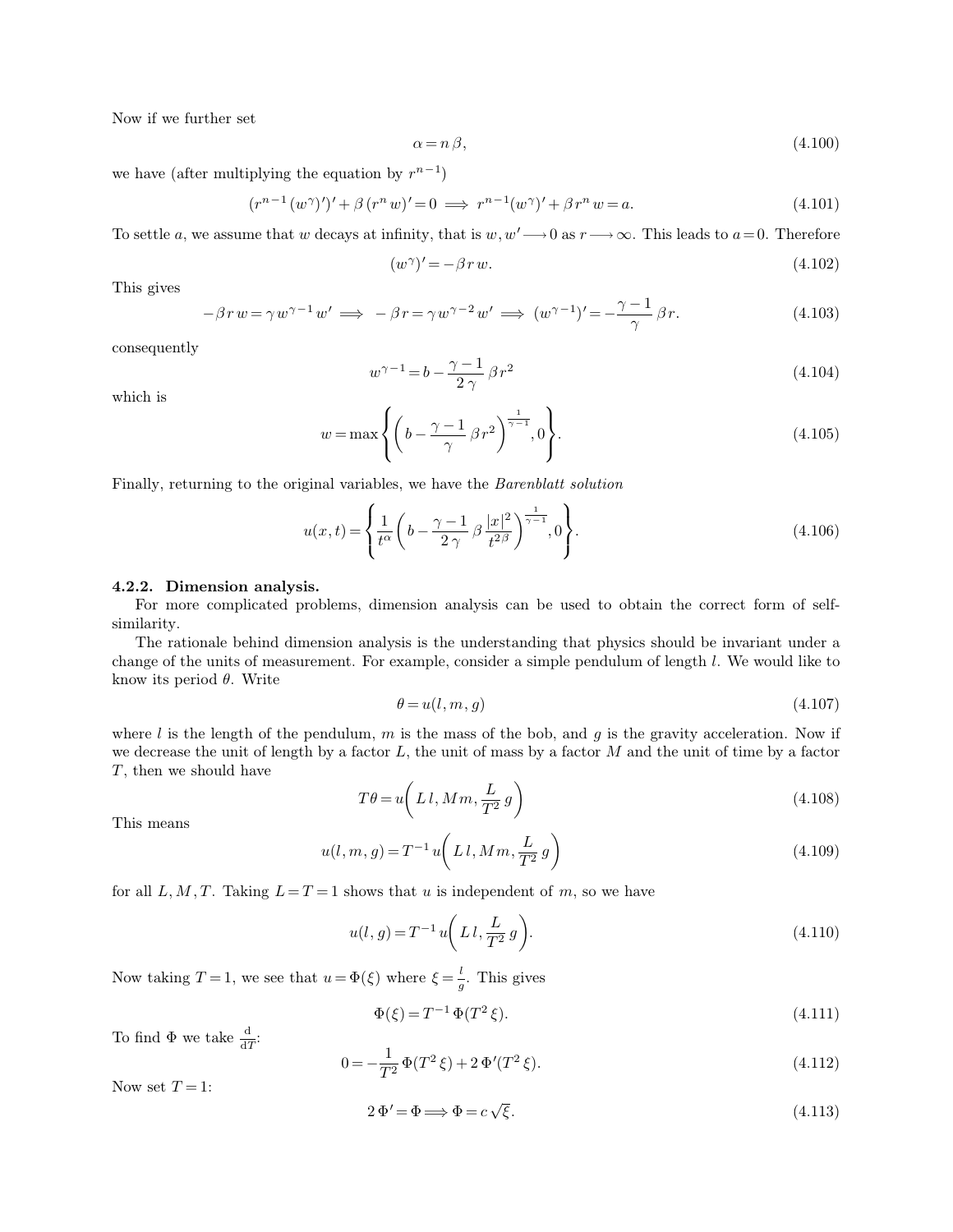Now if we further set

$$\alpha = n\,\beta, \tag{4.100}$$

we have (after multiplying the equation by $r^{n-1}$)

$$(r^{n-1}\,(w^{\gamma})')' + \beta\,(r^n\,w)' = 0 \implies r^{n-1}(w^{\gamma})' + \beta\,r^n\,w = a. \tag{4.101}$$

To settle $a$, we assume that $w$ decays at infinity, that is $w, w' \longrightarrow 0$ as $r \longrightarrow \infty$. This leads to $a = 0$. Therefore

$$(w^{\gamma})' = -\beta\,r\,w. \tag{4.102}$$

This gives

$$-\beta\,r\,w = \gamma\,w^{\gamma-1}\,w' \implies -\beta\,r = \gamma\,w^{\gamma-2}\,w' \implies (w^{\gamma-1})' = -\frac{\gamma-1}{\gamma}\,\beta\,r. \tag{4.103}$$

consequently

$$w^{\gamma-1} = b - \frac{\gamma-1}{2\,\gamma}\,\beta\,r^2 \tag{4.104}$$

which is

$$w = \max\left\{\left(b - \frac{\gamma-1}{\gamma}\,\beta\,r^2\right)^{\frac{1}{\gamma-1}}, 0\right\}. \tag{4.105}$$

Finally, returning to the original variables, we have the *Barenblatt solution*

$$u(x,t) = \left\{\frac{1}{t^{\alpha}}\left(b - \frac{\gamma-1}{2\,\gamma}\,\beta\,\frac{|x|^2}{t^{2\beta}}\right)^{\frac{1}{\gamma-1}}, 0\right\}. \tag{4.106}$$

**4.2.2. Dimension analysis.**

For more complicated problems, dimension analysis can be used to obtain the correct form of self-similarity.

The rationale behind dimension analysis is the understanding that physics should be invariant under a change of the units of measurement. For example, consider a simple pendulum of length $l$. We would like to know its period $\theta$. Write

$$\theta = u(l, m, g) \tag{4.107}$$

where $l$ is the length of the pendulum, $m$ is the mass of the bob, and $g$ is the gravity acceleration. Now if we decrease the unit of length by a factor $L$, the unit of mass by a factor $M$ and the unit of time by a factor $T$, then we should have

$$T\,\theta = u\!\left(L\,l, M\,m, \frac{L}{T^2}\,g\right) \tag{4.108}$$

This means

$$u(l, m, g) = T^{-1}\,u\!\left(L\,l, M\,m, \frac{L}{T^2}\,g\right) \tag{4.109}$$

for all $L, M, T$. Taking $L = T = 1$ shows that $u$ is independent of $m$, so we have

$$u(l, g) = T^{-1}\,u\!\left(L\,l, \frac{L}{T^2}\,g\right). \tag{4.110}$$

Now taking $T = 1$, we see that $u = \Phi(\xi)$ where $\xi = \frac{l}{g}$. This gives

$$\Phi(\xi) = T^{-1}\,\Phi(T^2\,\xi). \tag{4.111}$$

To find $\Phi$ we take $\frac{\mathrm{d}}{\mathrm{d}T}$:

$$0 = -\frac{1}{T^2}\,\Phi(T^2\,\xi) + 2\,\Phi'(T^2\,\xi). \tag{4.112}$$

Now set $T = 1$:

$$2\,\Phi' = \Phi \Longrightarrow \Phi = c\,\sqrt{\xi}. \tag{4.113}$$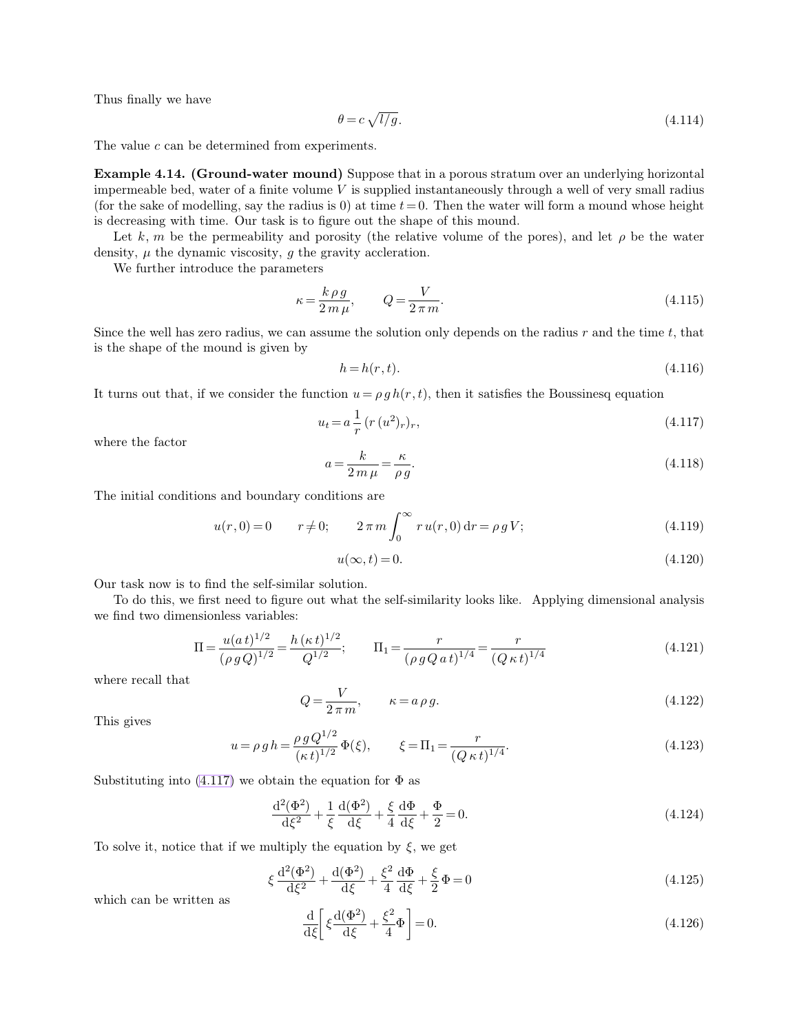Thus finally we have

$$\theta = c\sqrt{l/g}. \tag{4.114}$$

The value $c$ can be determined from experiments.

**Example 4.14. (Ground-water mound)** Suppose that in a porous stratum over an underlying horizontal impermeable bed, water of a finite volume $V$ is supplied instantaneously through a well of very small radius (for the sake of modelling, say the radius is 0) at time $t = 0$. Then the water will form a mound whose height is decreasing with time. Our task is to figure out the shape of this mound.

Let $k$, $m$ be the permeability and porosity (the relative volume of the pores), and let $\rho$ be the water density, $\mu$ the dynamic viscosity, $g$ the gravity accleration.

We further introduce the parameters

$$\kappa = \frac{k\,\rho\,g}{2\,m\,\mu}, \qquad Q = \frac{V}{2\,\pi\,m}. \tag{4.115}$$

Since the well has zero radius, we can assume the solution only depends on the radius $r$ and the time $t$, that is the shape of the mound is given by

$$h = h(r,t). \tag{4.116}$$

It turns out that, if we consider the function $u = \rho\,g\,h(r,t)$, then it satisfies the Boussinesq equation

$$u_t = a\,\frac{1}{r}\,(r\,(u^2)_r)_r, \tag{4.117}$$

where the factor

$$a = \frac{k}{2\,m\,\mu} = \frac{\kappa}{\rho\,g}. \tag{4.118}$$

The initial conditions and boundary conditions are

$$u(r,0) = 0 \qquad r \neq 0; \qquad 2\,\pi\,m\int_0^\infty r\,u(r,0)\,\mathrm{d}r = \rho\,g\,V; \tag{4.119}$$

$$u(\infty,t) = 0. \tag{4.120}$$

Our task now is to find the self-similar solution.

To do this, we first need to figure out what the self-similarity looks like. Applying dimensional analysis we find two dimensionless variables:

$$\Pi = \frac{u(a\,t)^{1/2}}{(\rho\,g\,Q)^{1/2}} = \frac{h\,(\kappa\,t)^{1/2}}{Q^{1/2}}; \qquad \Pi_1 = \frac{r}{(\rho\,g\,Q\,a\,t)^{1/4}} = \frac{r}{(Q\,\kappa\,t)^{1/4}} \tag{4.121}$$

where recall that

$$Q = \frac{V}{2\,\pi\,m}, \qquad \kappa = a\,\rho\,g. \tag{4.122}$$

This gives

$$u = \rho\,g\,h = \frac{\rho\,g\,Q^{1/2}}{(\kappa\,t)^{1/2}}\,\Phi(\xi), \qquad \xi = \Pi_1 = \frac{r}{(Q\,\kappa\,t)^{1/4}}. \tag{4.123}$$

Substituting into (4.117) we obtain the equation for $\Phi$ as

$$\frac{\mathrm{d}^2(\Phi^2)}{\mathrm{d}\xi^2} + \frac{1}{\xi}\,\frac{\mathrm{d}(\Phi^2)}{\mathrm{d}\xi} + \frac{\xi}{4}\,\frac{\mathrm{d}\Phi}{\mathrm{d}\xi} + \frac{\Phi}{2} = 0. \tag{4.124}$$

To solve it, notice that if we multiply the equation by $\xi$, we get

$$\xi\,\frac{\mathrm{d}^2(\Phi^2)}{\mathrm{d}\xi^2} + \frac{\mathrm{d}(\Phi^2)}{\mathrm{d}\xi} + \frac{\xi^2}{4}\,\frac{\mathrm{d}\Phi}{\mathrm{d}\xi} + \frac{\xi}{2}\,\Phi = 0 \tag{4.125}$$

which can be written as

$$\frac{\mathrm{d}}{\mathrm{d}\xi}\left[\xi\,\frac{\mathrm{d}(\Phi^2)}{\mathrm{d}\xi} + \frac{\xi^2}{4}\Phi\right] = 0. \tag{4.126}$$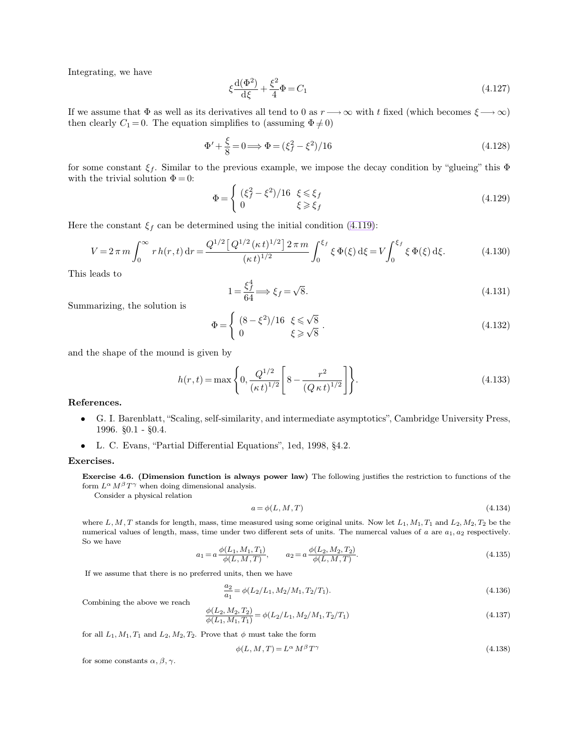Integrating, we have

$$\xi \frac{\mathrm{d}(\Phi^2)}{\mathrm{d}\xi} + \frac{\xi^2}{4}\Phi = C_1 \tag{4.127}$$

If we assume that $\Phi$ as well as its derivatives all tend to 0 as $r \longrightarrow \infty$ with $t$ fixed (which becomes $\xi \longrightarrow \infty$) then clearly $C_1 = 0$. The equation simplifies to (assuming $\Phi \neq 0$)

$$\Phi' + \frac{\xi}{8} = 0 \Longrightarrow \Phi = (\xi_f^2 - \xi^2)/16 \tag{4.128}$$

for some constant $\xi_f$. Similar to the previous example, we impose the decay condition by "glueing" this $\Phi$ with the trivial solution $\Phi = 0$:

$$\Phi = \begin{cases} (\xi_f^2 - \xi^2)/16 & \xi \leqslant \xi_f \\ 0 & \xi \geqslant \xi_f \end{cases} \tag{4.129}$$

Here the constant $\xi_f$ can be determined using the initial condition (4.119):

$$V = 2\pi m \int_0^\infty r\, h(r,t)\,\mathrm{d}r = \frac{Q^{1/2}\left[Q^{1/2}(\kappa t)^{1/2}\right] 2\pi m}{(\kappa t)^{1/2}} \int_0^{\xi_f} \xi\, \Phi(\xi)\,\mathrm{d}\xi = V \int_0^{\xi_f} \xi\, \Phi(\xi)\,\mathrm{d}\xi. \tag{4.130}$$

This leads to

$$1 = \frac{\xi_f^4}{64} \Longrightarrow \xi_f = \sqrt{8}. \tag{4.131}$$

Summarizing, the solution is

$$\Phi = \begin{cases} (8 - \xi^2)/16 & \xi \leqslant \sqrt{8} \\ 0 & \xi \geqslant \sqrt{8} \end{cases}. \tag{4.132}$$

and the shape of the mound is given by

$$h(r,t) = \max\left\{0, \frac{Q^{1/2}}{(\kappa t)^{1/2}}\left[8 - \frac{r^2}{(Q\kappa t)^{1/2}}\right]\right\}. \tag{4.133}$$

**References.**

- G. I. Barenblatt, "Scaling, self-similarity, and intermediate asymptotics", Cambridge University Press, 1996. §0.1 - §0.4.
- L. C. Evans, "Partial Differential Equations", 1ed, 1998, §4.2.

**Exercises.**

**Exercise 4.6. (Dimension function is always power law)** The following justifies the restriction to functions of the form $L^\alpha M^\beta T^\gamma$ when doing dimensional analysis.

Consider a physical relation

$$a = \phi(L, M, T) \tag{4.134}$$

where $L, M, T$ stands for length, mass, time measured using some original units. Now let $L_1, M_1, T_1$ and $L_2, M_2, T_2$ be the numerical values of length, mass, time under two different sets of units. The numercal values of $a$ are $a_1, a_2$ respectively. So we have

$$a_1 = a\frac{\phi(L_1, M_1, T_1)}{\phi(L, M, T)}, \qquad a_2 = a\frac{\phi(L_2, M_2, T_2)}{\phi(L, M, T)}. \tag{4.135}$$

If we assume that there is no preferred units, then we have

$$\frac{a_2}{a_1} = \phi(L_2/L_1, M_2/M_1, T_2/T_1). \tag{4.136}$$

Combining the above we reach

$$\frac{\phi(L_2, M_2, T_2)}{\phi(L_1, M_1, T_1)} = \phi(L_2/L_1, M_2/M_1, T_2/T_1) \tag{4.137}$$

for all $L_1, M_1, T_1$ and $L_2, M_2, T_2$. Prove that $\phi$ must take the form

$$\phi(L, M, T) = L^\alpha M^\beta T^\gamma \tag{4.138}$$

for some constants $\alpha, \beta, \gamma$.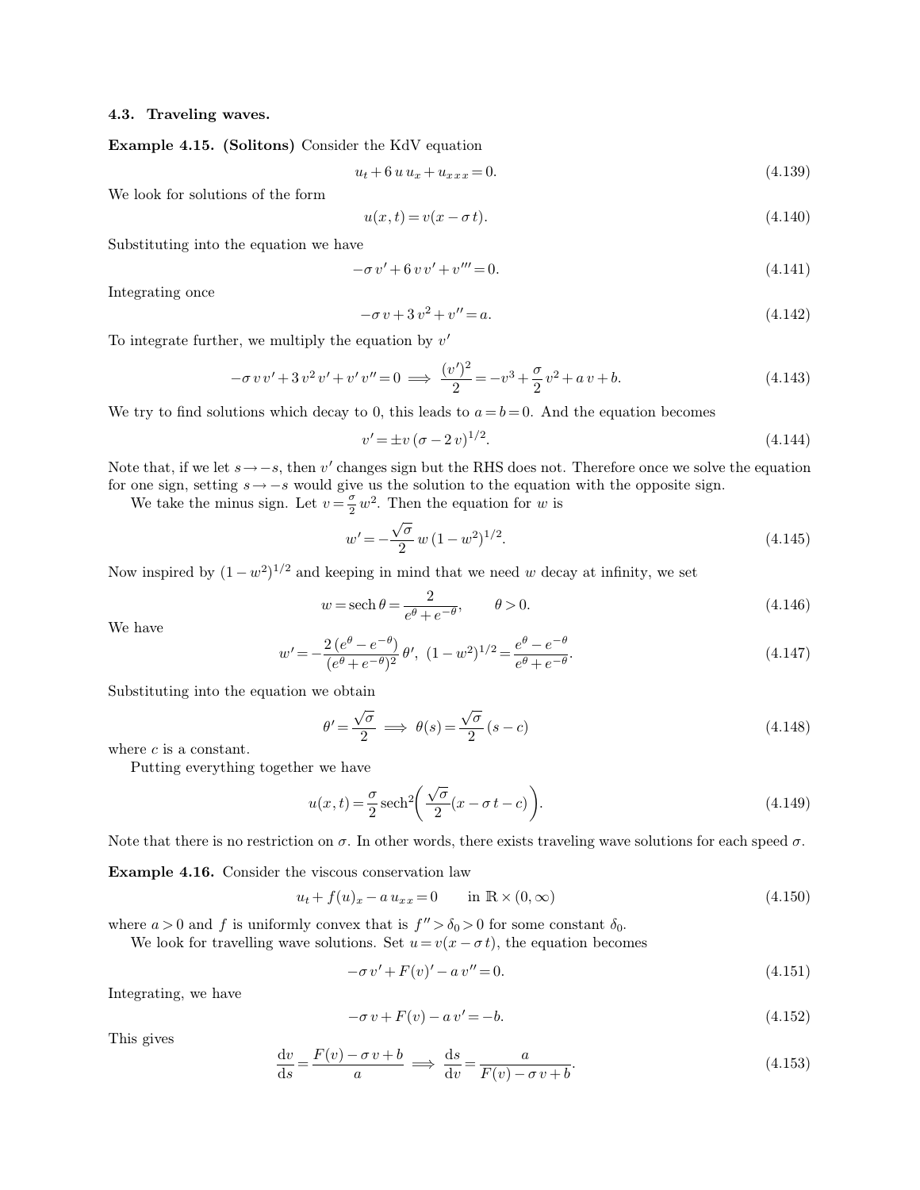### 4.3. Traveling waves.

**Example 4.15. (Solitons)** Consider the KdV equation

$$u_t + 6\, u\, u_x + u_{xxx} = 0. \tag{4.139}$$

We look for solutions of the form

$$u(x,t) = v(x - \sigma\, t). \tag{4.140}$$

Substituting into the equation we have

$$-\sigma\, v' + 6\, v\, v' + v''' = 0. \tag{4.141}$$

Integrating once

$$-\sigma\, v + 3\, v^2 + v'' = a. \tag{4.142}$$

To integrate further, we multiply the equation by $v'$

$$-\sigma\, v\, v' + 3\, v^2\, v' + v'\, v'' = 0 \Longrightarrow \frac{(v')^2}{2} = -v^3 + \frac{\sigma}{2}\, v^2 + a\, v + b. \tag{4.143}$$

We try to find solutions which decay to 0, this leads to $a = b = 0$. And the equation becomes

$$v' = \pm v\, (\sigma - 2\, v)^{1/2}. \tag{4.144}$$

Note that, if we let $s \to -s$, then $v'$ changes sign but the RHS does not. Therefore once we solve the equation for one sign, setting $s \to -s$ would give us the solution to the equation with the opposite sign.

We take the minus sign. Let $v = \frac{\sigma}{2}\, w^2$. Then the equation for $w$ is

$$w' = -\frac{\sqrt{\sigma}}{2}\, w\, (1 - w^2)^{1/2}. \tag{4.145}$$

Now inspired by $(1 - w^2)^{1/2}$ and keeping in mind that we need $w$ decay at infinity, we set

$$w = \operatorname{sech} \theta = \frac{2}{e^{\theta} + e^{-\theta}}, \qquad \theta > 0. \tag{4.146}$$

We have

$$w' = -\frac{2\, (e^{\theta} - e^{-\theta})}{(e^{\theta} + e^{-\theta})^2}\, \theta', \;\; (1 - w^2)^{1/2} = \frac{e^{\theta} - e^{-\theta}}{e^{\theta} + e^{-\theta}}. \tag{4.147}$$

Substituting into the equation we obtain

$$\theta' = \frac{\sqrt{\sigma}}{2} \Longrightarrow \theta(s) = \frac{\sqrt{\sigma}}{2}\, (s - c) \tag{4.148}$$

where $c$ is a constant.

Putting everything together we have

$$u(x,t) = \frac{\sigma}{2} \operatorname{sech}^2\!\left( \frac{\sqrt{\sigma}}{2} (x - \sigma\, t - c) \right). \tag{4.149}$$

Note that there is no restriction on $\sigma$. In other words, there exists traveling wave solutions for each speed $\sigma$.

**Example 4.16.** Consider the viscous conservation law

$$u_t + f(u)_x - a\, u_{xx} = 0 \qquad \text{in } \mathbb{R} \times (0, \infty) \tag{4.150}$$

where $a > 0$ and $f$ is uniformly convex that is $f'' > \delta_0 > 0$ for some constant $\delta_0$.

We look for travelling wave solutions. Set $u = v(x - \sigma\, t)$, the equation becomes

$$-\sigma\, v' + F(v)' - a\, v'' = 0. \tag{4.151}$$

Integrating, we have

$$-\sigma\, v + F(v) - a\, v' = -b. \tag{4.152}$$

This gives

$$\frac{\mathrm{d}v}{\mathrm{d}s} = \frac{F(v) - \sigma\, v + b}{a} \Longrightarrow \frac{\mathrm{d}s}{\mathrm{d}v} = \frac{a}{F(v) - \sigma\, v + b}. \tag{4.153}$$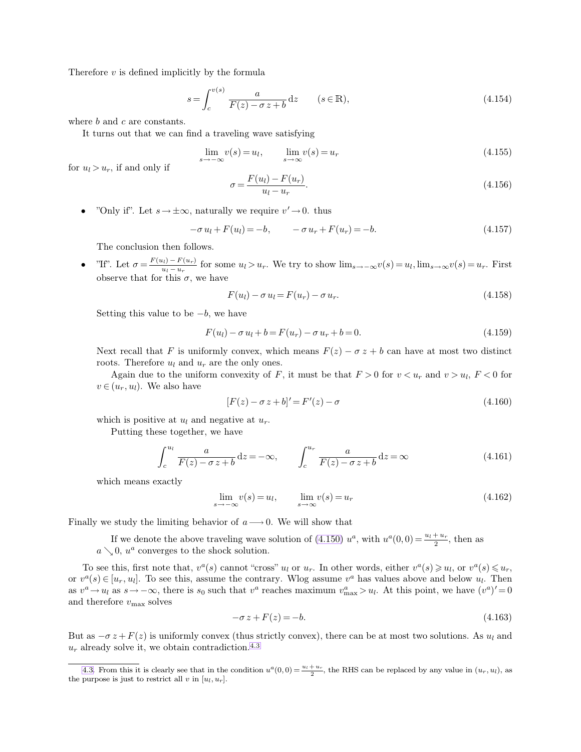Therefore $v$ is defined implicitly by the formula

$$s = \int_c^{v(s)} \frac{a}{F(z) - \sigma z + b} \mathrm{d}z \qquad (s \in \mathbb{R}), \tag{4.154}$$

where $b$ and $c$ are constants.

It turns out that we can find a traveling wave satisfying

$$\lim_{s \to -\infty} v(s) = u_l, \qquad \lim_{s \to \infty} v(s) = u_r \tag{4.155}$$

for $u_l > u_r$, if and only if

$$\sigma = \frac{F(u_l) - F(u_r)}{u_l - u_r}. \tag{4.156}$$

- "Only if". Let $s \to \pm\infty$, naturally we require $v' \to 0$. thus

  $$-\sigma u_l + F(u_l) = -b, \qquad -\sigma u_r + F(u_r) = -b. \tag{4.157}$$

  The conclusion then follows.

- "If". Let $\sigma = \frac{F(u_l) - F(u_r)}{u_l - u_r}$ for some $u_l > u_r$. We try to show $\lim_{s \to -\infty} v(s) = u_l, \lim_{s \to \infty} v(s) = u_r$. First observe that for this $\sigma$, we have

  $$F(u_l) - \sigma u_l = F(u_r) - \sigma u_r. \tag{4.158}$$

  Setting this value to be $-b$, we have

  $$F(u_l) - \sigma u_l + b = F(u_r) - \sigma u_r + b = 0. \tag{4.159}$$

  Next recall that $F$ is uniformly convex, which means $F(z) - \sigma z + b$ can have at most two distinct roots. Therefore $u_l$ and $u_r$ are the only ones.

  Again due to the uniform convexity of $F$, it must be that $F > 0$ for $v < u_r$ and $v > u_l$, $F < 0$ for $v \in (u_r, u_l)$. We also have

  $$[F(z) - \sigma z + b]' = F'(z) - \sigma \tag{4.160}$$

  which is positive at $u_l$ and negative at $u_r$.

  Putting these together, we have

  $$\int_c^{u_l} \frac{a}{F(z) - \sigma z + b} \mathrm{d}z = -\infty, \qquad \int_c^{u_r} \frac{a}{F(z) - \sigma z + b} \mathrm{d}z = \infty \tag{4.161}$$

  which means exactly

  $$\lim_{s \to -\infty} v(s) = u_l, \qquad \lim_{s \to \infty} v(s) = u_r \tag{4.162}$$

Finally we study the limiting behavior of $a \longrightarrow 0$. We will show that

> If we denote the above traveling wave solution of (4.150) $u^a$, with $u^a(0,0) = \frac{u_l + u_r}{2}$, then as $a \searrow 0$, $u^a$ converges to the shock solution.

To see this, first note that, $v^a(s)$ cannot "cross" $u_l$ or $u_r$. In other words, either $v^a(s) \geqslant u_l$, or $v^a(s) \leqslant u_r$, or $v^a(s) \in [u_r, u_l]$. To see this, assume the contrary. Wlog assume $v^a$ has values above and below $u_l$. Then as $v^a \to u_l$ as $s \to -\infty$, there is $s_0$ such that $v^a$ reaches maximum $v^a_{\max} > u_l$. At this point, we have $(v^a)' = 0$ and therefore $v_{\max}$ solves

$$-\sigma z + F(z) = -b. \tag{4.163}$$

But as $-\sigma z + F(z)$ is uniformly convex (thus strictly convex), there can be at most two solutions. As $u_l$ and $u_r$ already solve it, we obtain contradiction.[4.3]

---

[4.3]. From this it is clearly see that in the condition $u^a(0,0) = \frac{u_l + u_r}{2}$, the RHS can be replaced by any value in $(u_r, u_l)$, as the purpose is just to restrict all $v$ in $[u_l, u_r]$.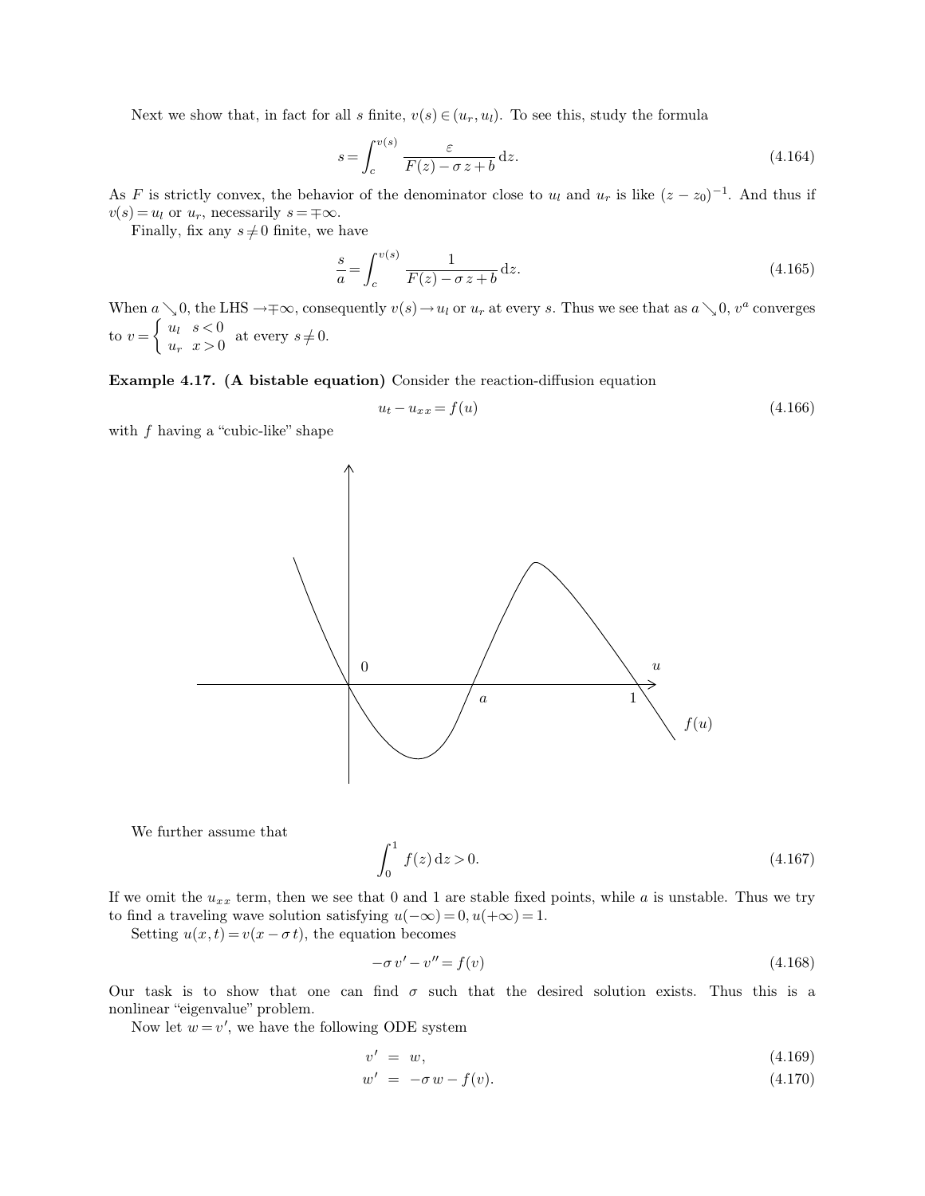Next we show that, in fact for all $s$ finite, $v(s) \in (u_r, u_l)$. To see this, study the formula

$$s = \int_c^{v(s)} \frac{\varepsilon}{F(z) - \sigma z + b} \, \mathrm{d}z. \tag{4.164}$$

As $F$ is strictly convex, the behavior of the denominator close to $u_l$ and $u_r$ is like $(z - z_0)^{-1}$. And thus if $v(s) = u_l$ or $u_r$, necessarily $s = \mp\infty$.

Finally, fix any $s \neq 0$ finite, we have

$$\frac{s}{a} = \int_c^{v(s)} \frac{1}{F(z) - \sigma z + b} \, \mathrm{d}z. \tag{4.165}$$

When $a \searrow 0$, the LHS $\to \mp\infty$, consequently $v(s) \to u_l$ or $u_r$ at every $s$. Thus we see that as $a \searrow 0$, $v^a$ converges to $v = \begin{cases} u_l & s < 0 \\ u_r & x > 0 \end{cases}$ at every $s \neq 0$.

**Example 4.17. (A bistable equation)** Consider the reaction-diffusion equation

$$u_t - u_{xx} = f(u) \tag{4.166}$$

with $f$ having a "cubic-like" shape

We further assume that

$$\int_0^1 f(z) \, \mathrm{d}z > 0. \tag{4.167}$$

If we omit the $u_{xx}$ term, then we see that 0 and 1 are stable fixed points, while $a$ is unstable. Thus we try to find a traveling wave solution satisfying $u(-\infty) = 0, u(+\infty) = 1$.

Setting $u(x, t) = v(x - \sigma t)$, the equation becomes

$$-\sigma v' - v'' = f(v) \tag{4.168}$$

Our task is to show that one can find $\sigma$ such that the desired solution exists. Thus this is a nonlinear "eigenvalue" problem.

Now let $w = v'$, we have the following ODE system

$$v' = w, \tag{4.169}$$

$$w' = -\sigma w - f(v). \tag{4.170}$$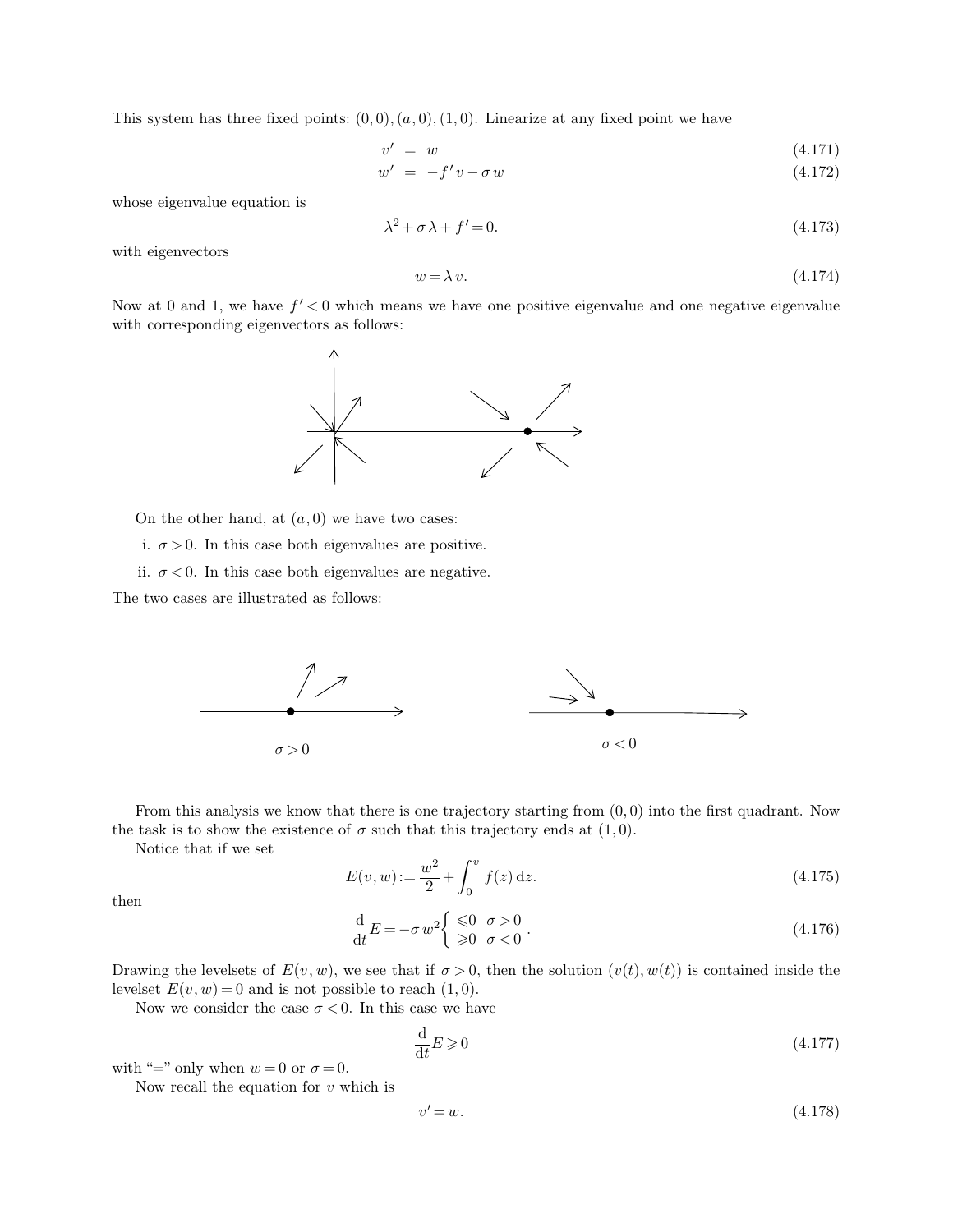This system has three fixed points: $(0,0),(a,0),(1,0)$. Linearize at any fixed point we have

$$
\begin{aligned}
v' &= w && (4.171)\\
w' &= -f'\,v - \sigma\,w && (4.172)
\end{aligned}
$$

whose eigenvalue equation is

$$\lambda^2 + \sigma\,\lambda + f' = 0. \tag{4.173}$$

with eigenvectors

$$w = \lambda\,v. \tag{4.174}$$

Now at 0 and 1, we have $f' < 0$ which means we have one positive eigenvalue and one negative eigenvalue with corresponding eigenvectors as follows:

On the other hand, at $(a,0)$ we have two cases:

i. $\sigma > 0$. In this case both eigenvalues are positive.

ii. $\sigma < 0$. In this case both eigenvalues are negative.

The two cases are illustrated as follows:

$\sigma > 0$

$\sigma < 0$

From this analysis we know that there is one trajectory starting from $(0,0)$ into the first quadrant. Now the task is to show the existence of $\sigma$ such that this trajectory ends at $(1,0)$.

Notice that if we set

$$E(v,w) := \frac{w^2}{2} + \int_0^v f(z)\,\mathrm{d}z. \tag{4.175}$$

then

$$\frac{\mathrm{d}}{\mathrm{d}t}E = -\sigma\,w^2 \begin{cases} \leqslant 0 & \sigma > 0 \\ \geqslant 0 & \sigma < 0 \end{cases}. \tag{4.176}$$

Drawing the levelsets of $E(v,w)$, we see that if $\sigma > 0$, then the solution $(v(t), w(t))$ is contained inside the levelset $E(v,w) = 0$ and is not possible to reach $(1,0)$.

Now we consider the case $\sigma < 0$. In this case we have

$$\frac{\mathrm{d}}{\mathrm{d}t}E \geqslant 0 \tag{4.177}$$

with "=" only when $w = 0$ or $\sigma = 0$.

Now recall the equation for $v$ which is

$$v' = w. \tag{4.178}$$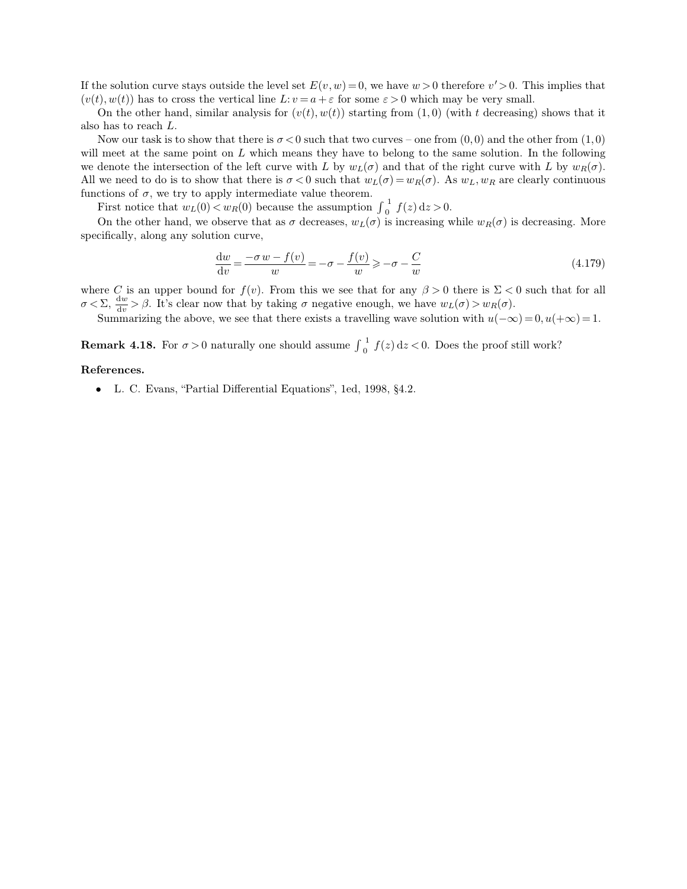If the solution curve stays outside the level set $E(v,w)=0$, we have $w>0$ therefore $v'>0$. This implies that $(v(t),w(t))$ has to cross the vertical line $L: v=a+\varepsilon$ for some $\varepsilon>0$ which may be very small.

On the other hand, similar analysis for $(v(t),w(t))$ starting from $(1,0)$ (with $t$ decreasing) shows that it also has to reach $L$.

Now our task is to show that there is $\sigma<0$ such that two curves – one from $(0,0)$ and the other from $(1,0)$ will meet at the same point on $L$ which means they have to belong to the same solution. In the following we denote the intersection of the left curve with $L$ by $w_L(\sigma)$ and that of the right curve with $L$ by $w_R(\sigma)$. All we need to do is to show that there is $\sigma<0$ such that $w_L(\sigma)=w_R(\sigma)$. As $w_L, w_R$ are clearly continuous functions of $\sigma$, we try to apply intermediate value theorem.

First notice that $w_L(0)<w_R(0)$ because the assumption $\int_0^1 f(z)\,\mathrm{d}z>0$.

On the other hand, we observe that as $\sigma$ decreases, $w_L(\sigma)$ is increasing while $w_R(\sigma)$ is decreasing. More specifically, along any solution curve,

$$\frac{\mathrm{d}w}{\mathrm{d}v}=\frac{-\sigma\,w-f(v)}{w}=-\sigma-\frac{f(v)}{w}\geqslant-\sigma-\frac{C}{w} \tag{4.179}$$

where $C$ is an upper bound for $f(v)$. From this we see that for any $\beta>0$ there is $\Sigma<0$ such that for all $\sigma<\Sigma$, $\frac{\mathrm{d}w}{\mathrm{d}v}>\beta$. It's clear now that by taking $\sigma$ negative enough, we have $w_L(\sigma)>w_R(\sigma)$.

Summarizing the above, we see that there exists a travelling wave solution with $u(-\infty)=0, u(+\infty)=1$.

**Remark 4.18.** For $\sigma>0$ naturally one should assume $\int_0^1 f(z)\,\mathrm{d}z<0$. Does the proof still work?

**References.**

- L. C. Evans, "Partial Differential Equations", 1ed, 1998, §4.2.